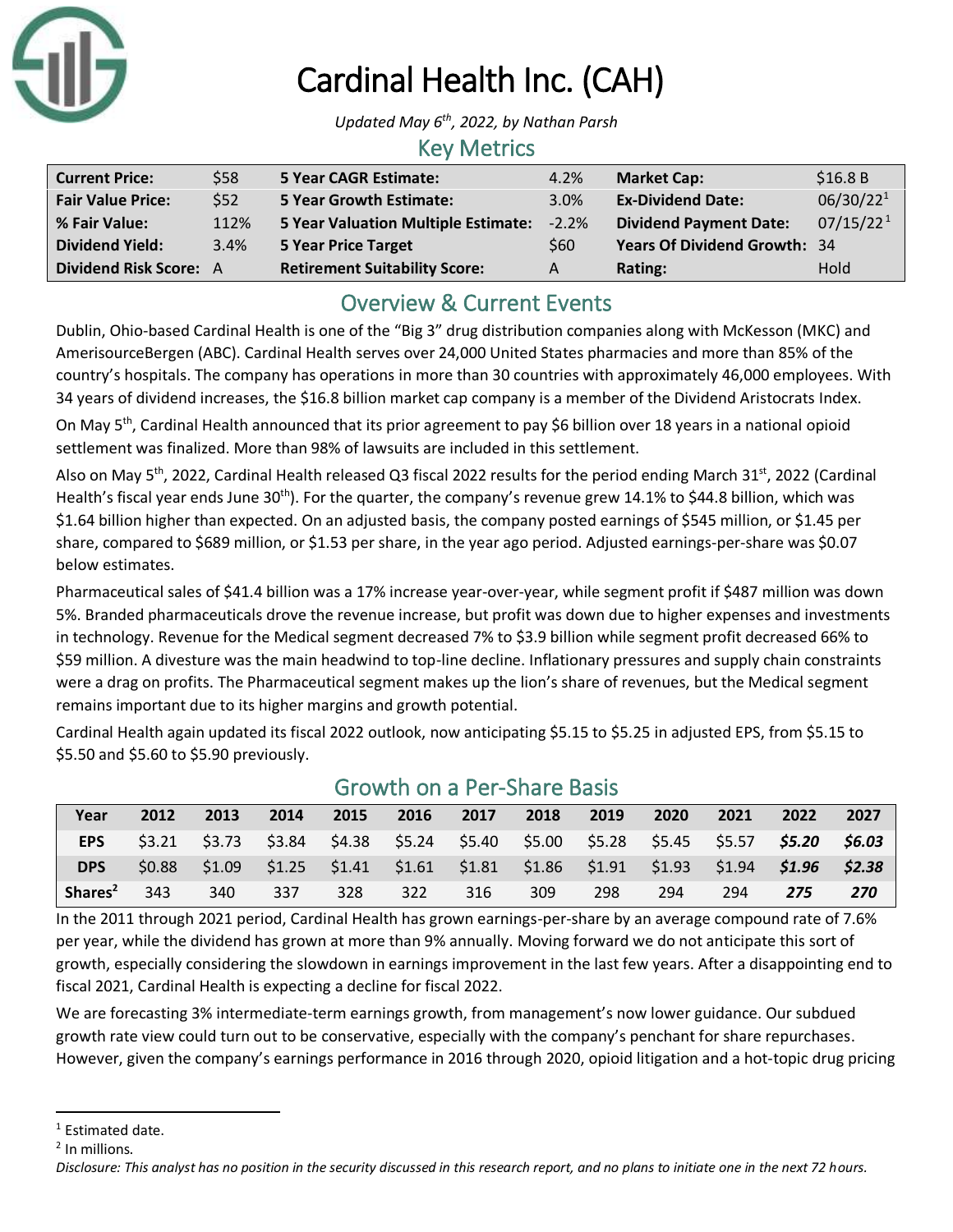# Cardinal Health Inc. (CAH)

*Updated May 6th, 2022, by Nathan Parsh*

## Key Metrics

| | | | | | |
|---|---|---|---|---|---|
| **Current Price:** | $58 | **5 Year CAGR Estimate:** | 4.2% | **Market Cap:** | $16.8 B |
| **Fair Value Price:** | $52 | **5 Year Growth Estimate:** | 3.0% | **Ex-Dividend Date:** | 06/30/22[1] |
| **% Fair Value:** | 112% | **5 Year Valuation Multiple Estimate:** | -2.2% | **Dividend Payment Date:** | 07/15/22[1] |
| **Dividend Yield:** | 3.4% | **5 Year Price Target** | $60 | **Years Of Dividend Growth:** | 34 |
| **Dividend Risk Score:** | A | **Retirement Suitability Score:** | A | **Rating:** | Hold |

## Overview & Current Events

Dublin, Ohio-based Cardinal Health is one of the "Big 3" drug distribution companies along with McKesson (MKC) and AmerisourceBergen (ABC). Cardinal Health serves over 24,000 United States pharmacies and more than 85% of the country's hospitals. The company has operations in more than 30 countries with approximately 46,000 employees. With 34 years of dividend increases, the $16.8 billion market cap company is a member of the Dividend Aristocrats Index.

On May 5th, Cardinal Health announced that its prior agreement to pay $6 billion over 18 years in a national opioid settlement was finalized. More than 98% of lawsuits are included in this settlement.

Also on May 5th, 2022, Cardinal Health released Q3 fiscal 2022 results for the period ending March 31st, 2022 (Cardinal Health's fiscal year ends June 30th). For the quarter, the company's revenue grew 14.1% to $44.8 billion, which was $1.64 billion higher than expected. On an adjusted basis, the company posted earnings of $545 million, or $1.45 per share, compared to $689 million, or $1.53 per share, in the year ago period. Adjusted earnings-per-share was $0.07 below estimates.

Pharmaceutical sales of $41.4 billion was a 17% increase year-over-year, while segment profit if $487 million was down 5%. Branded pharmaceuticals drove the revenue increase, but profit was down due to higher expenses and investments in technology. Revenue for the Medical segment decreased 7% to $3.9 billion while segment profit decreased 66% to $59 million. A divesture was the main headwind to top-line decline. Inflationary pressures and supply chain constraints were a drag on profits. The Pharmaceutical segment makes up the lion's share of revenues, but the Medical segment remains important due to its higher margins and growth potential.

Cardinal Health again updated its fiscal 2022 outlook, now anticipating $5.15 to $5.25 in adjusted EPS, from $5.15 to $5.50 and $5.60 to $5.90 previously.

## Growth on a Per-Share Basis

| Year | 2012 | 2013 | 2014 | 2015 | 2016 | 2017 | 2018 | 2019 | 2020 | 2021 | 2022 | 2027 |
|---|---|---|---|---|---|---|---|---|---|---|---|---|
| **EPS** | $3.21 | $3.73 | $3.84 | $4.38 | $5.24 | $5.40 | $5.00 | $5.28 | $5.45 | $5.57 | ***$5.20*** | ***$6.03*** |
| **DPS** | $0.88 | $1.09 | $1.25 | $1.41 | $1.61 | $1.81 | $1.86 | $1.91 | $1.93 | $1.94 | ***$1.96*** | ***$2.38*** |
| **Shares[2]** | 343 | 340 | 337 | 328 | 322 | 316 | 309 | 298 | 294 | 294 | ***275*** | ***270*** |

In the 2011 through 2021 period, Cardinal Health has grown earnings-per-share by an average compound rate of 7.6% per year, while the dividend has grown at more than 9% annually. Moving forward we do not anticipate this sort of growth, especially considering the slowdown in earnings improvement in the last few years. After a disappointing end to fiscal 2021, Cardinal Health is expecting a decline for fiscal 2022.

We are forecasting 3% intermediate-term earnings growth, from management's now lower guidance. Our subdued growth rate view could turn out to be conservative, especially with the company's penchant for share repurchases. However, given the company's earnings performance in 2016 through 2020, opioid litigation and a hot-topic drug pricing

[1] Estimated date.

[2] In millions.

*Disclosure: This analyst has no position in the security discussed in this research report, and no plans to initiate one in the next 72 hours.*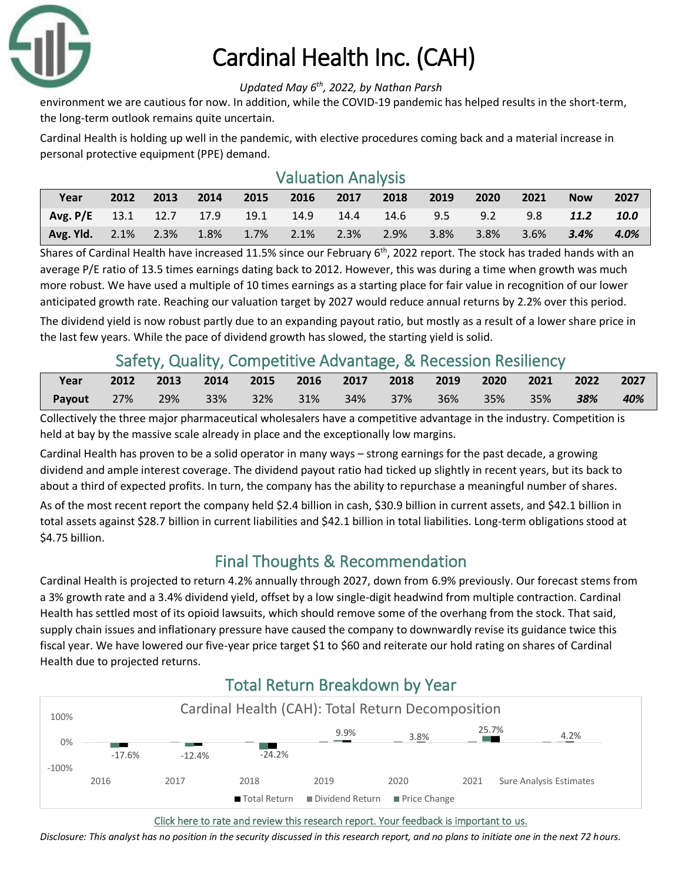# Cardinal Health Inc. (CAH)

*Updated May 6th, 2022, by Nathan Parsh*

environment we are cautious for now. In addition, while the COVID-19 pandemic has helped results in the short-term, the long-term outlook remains quite uncertain.

Cardinal Health is holding up well in the pandemic, with elective procedures coming back and a material increase in personal protective equipment (PPE) demand.

## Valuation Analysis

| Year | 2012 | 2013 | 2014 | 2015 | 2016 | 2017 | 2018 | 2019 | 2020 | 2021 | Now | 2027 |
|---|---|---|---|---|---|---|---|---|---|---|---|---|
| Avg. P/E | 13.1 | 12.7 | 17.9 | 19.1 | 14.9 | 14.4 | 14.6 | 9.5 | 9.2 | 9.8 | ***11.2*** | ***10.0*** |
| Avg. Yld. | 2.1% | 2.3% | 1.8% | 1.7% | 2.1% | 2.3% | 2.9% | 3.8% | 3.8% | 3.6% | ***3.4%*** | ***4.0%*** |

Shares of Cardinal Health have increased 11.5% since our February 6th, 2022 report. The stock has traded hands with an average P/E ratio of 13.5 times earnings dating back to 2012. However, this was during a time when growth was much more robust. We have used a multiple of 10 times earnings as a starting place for fair value in recognition of our lower anticipated growth rate. Reaching our valuation target by 2027 would reduce annual returns by 2.2% over this period.

The dividend yield is now robust partly due to an expanding payout ratio, but mostly as a result of a lower share price in the last few years. While the pace of dividend growth has slowed, the starting yield is solid.

## Safety, Quality, Competitive Advantage, & Recession Resiliency

| Year | 2012 | 2013 | 2014 | 2015 | 2016 | 2017 | 2018 | 2019 | 2020 | 2021 | 2022 | 2027 |
|---|---|---|---|---|---|---|---|---|---|---|---|---|
| Payout | 27% | 29% | 33% | 32% | 31% | 34% | 37% | 36% | 35% | 35% | ***38%*** | ***40%*** |

Collectively the three major pharmaceutical wholesalers have a competitive advantage in the industry. Competition is held at bay by the massive scale already in place and the exceptionally low margins.

Cardinal Health has proven to be a solid operator in many ways – strong earnings for the past decade, a growing dividend and ample interest coverage. The dividend payout ratio had ticked up slightly in recent years, but its back to about a third of expected profits. In turn, the company has the ability to repurchase a meaningful number of shares.

As of the most recent report the company held $2.4 billion in cash, $30.9 billion in current assets, and $42.1 billion in total assets against $28.7 billion in current liabilities and $42.1 billion in total liabilities. Long-term obligations stood at $4.75 billion.

## Final Thoughts & Recommendation

Cardinal Health is projected to return 4.2% annually through 2027, down from 6.9% previously. Our forecast stems from a 3% growth rate and a 3.4% dividend yield, offset by a low single-digit headwind from multiple contraction. Cardinal Health has settled most of its opioid lawsuits, which should remove some of the overhang from the stock. That said, supply chain issues and inflationary pressure have caused the company to downwardly revise its guidance twice this fiscal year. We have lowered our five-year price target $1 to $60 and reiterate our hold rating on shares of Cardinal Health due to projected returns.

## Total Return Breakdown by Year

Cardinal Health (CAH): Total Return Decomposition

| | 2016 | 2017 | 2018 | 2019 | 2020 | 2021 | Sure Analysis Estimates |
|---|---|---|---|---|---|---|---|
| Total Return | -17.6% | -12.4% | -24.2% | 9.9% | 3.8% | 25.7% | 4.2% |

Click here to rate and review this research report. Your feedback is important to us.

*Disclosure: This analyst has no position in the security discussed in this research report, and no plans to initiate one in the next 72 hours.*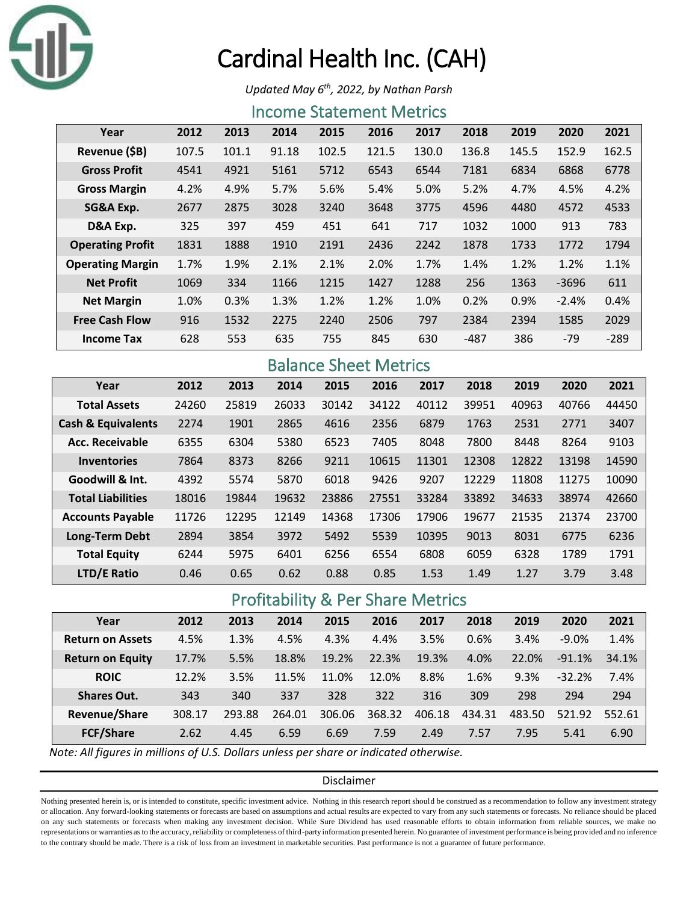# Cardinal Health Inc. (CAH)

*Updated May 6th, 2022, by Nathan Parsh*

## Income Statement Metrics

| Year | 2012 | 2013 | 2014 | 2015 | 2016 | 2017 | 2018 | 2019 | 2020 | 2021 |
|---|---|---|---|---|---|---|---|---|---|---|
| Revenue ($B) | 107.5 | 101.1 | 91.18 | 102.5 | 121.5 | 130.0 | 136.8 | 145.5 | 152.9 | 162.5 |
| Gross Profit | 4541 | 4921 | 5161 | 5712 | 6543 | 6544 | 7181 | 6834 | 6868 | 6778 |
| Gross Margin | 4.2% | 4.9% | 5.7% | 5.6% | 5.4% | 5.0% | 5.2% | 4.7% | 4.5% | 4.2% |
| SG&A Exp. | 2677 | 2875 | 3028 | 3240 | 3648 | 3775 | 4596 | 4480 | 4572 | 4533 |
| D&A Exp. | 325 | 397 | 459 | 451 | 641 | 717 | 1032 | 1000 | 913 | 783 |
| Operating Profit | 1831 | 1888 | 1910 | 2191 | 2436 | 2242 | 1878 | 1733 | 1772 | 1794 |
| Operating Margin | 1.7% | 1.9% | 2.1% | 2.1% | 2.0% | 1.7% | 1.4% | 1.2% | 1.2% | 1.1% |
| Net Profit | 1069 | 334 | 1166 | 1215 | 1427 | 1288 | 256 | 1363 | -3696 | 611 |
| Net Margin | 1.0% | 0.3% | 1.3% | 1.2% | 1.2% | 1.0% | 0.2% | 0.9% | -2.4% | 0.4% |
| Free Cash Flow | 916 | 1532 | 2275 | 2240 | 2506 | 797 | 2384 | 2394 | 1585 | 2029 |
| Income Tax | 628 | 553 | 635 | 755 | 845 | 630 | -487 | 386 | -79 | -289 |

## Balance Sheet Metrics

| Year | 2012 | 2013 | 2014 | 2015 | 2016 | 2017 | 2018 | 2019 | 2020 | 2021 |
|---|---|---|---|---|---|---|---|---|---|---|
| Total Assets | 24260 | 25819 | 26033 | 30142 | 34122 | 40112 | 39951 | 40963 | 40766 | 44450 |
| Cash & Equivalents | 2274 | 1901 | 2865 | 4616 | 2356 | 6879 | 1763 | 2531 | 2771 | 3407 |
| Acc. Receivable | 6355 | 6304 | 5380 | 6523 | 7405 | 8048 | 7800 | 8448 | 8264 | 9103 |
| Inventories | 7864 | 8373 | 8266 | 9211 | 10615 | 11301 | 12308 | 12822 | 13198 | 14590 |
| Goodwill & Int. | 4392 | 5574 | 5870 | 6018 | 9426 | 9207 | 12229 | 11808 | 11275 | 10090 |
| Total Liabilities | 18016 | 19844 | 19632 | 23886 | 27551 | 33284 | 33892 | 34633 | 38974 | 42660 |
| Accounts Payable | 11726 | 12295 | 12149 | 14368 | 17306 | 17906 | 19677 | 21535 | 21374 | 23700 |
| Long-Term Debt | 2894 | 3854 | 3972 | 5492 | 5539 | 10395 | 9013 | 8031 | 6775 | 6236 |
| Total Equity | 6244 | 5975 | 6401 | 6256 | 6554 | 6808 | 6059 | 6328 | 1789 | 1791 |
| LTD/E Ratio | 0.46 | 0.65 | 0.62 | 0.88 | 0.85 | 1.53 | 1.49 | 1.27 | 3.79 | 3.48 |

## Profitability & Per Share Metrics

| Year | 2012 | 2013 | 2014 | 2015 | 2016 | 2017 | 2018 | 2019 | 2020 | 2021 |
|---|---|---|---|---|---|---|---|---|---|---|
| Return on Assets | 4.5% | 1.3% | 4.5% | 4.3% | 4.4% | 3.5% | 0.6% | 3.4% | -9.0% | 1.4% |
| Return on Equity | 17.7% | 5.5% | 18.8% | 19.2% | 22.3% | 19.3% | 4.0% | 22.0% | -91.1% | 34.1% |
| ROIC | 12.2% | 3.5% | 11.5% | 11.0% | 12.0% | 8.8% | 1.6% | 9.3% | -32.2% | 7.4% |
| Shares Out. | 343 | 340 | 337 | 328 | 322 | 316 | 309 | 298 | 294 | 294 |
| Revenue/Share | 308.17 | 293.88 | 264.01 | 306.06 | 368.32 | 406.18 | 434.31 | 483.50 | 521.92 | 552.61 |
| FCF/Share | 2.62 | 4.45 | 6.59 | 6.69 | 7.59 | 2.49 | 7.57 | 7.95 | 5.41 | 6.90 |

*Note: All figures in millions of U.S. Dollars unless per share or indicated otherwise.*

Disclaimer

Nothing presented herein is, or is intended to constitute, specific investment advice. Nothing in this research report should be construed as a recommendation to follow any investment strategy or allocation. Any forward-looking statements or forecasts are based on assumptions and actual results are expected to vary from any such statements or forecasts. No reliance should be placed on any such statements or forecasts when making any investment decision. While Sure Dividend has used reasonable efforts to obtain information from reliable sources, we make no representations or warranties as to the accuracy, reliability or completeness of third-party information presented herein. No guarantee of investment performance is being provided and no inference to the contrary should be made. There is a risk of loss from an investment in marketable securities. Past performance is not a guarantee of future performance.